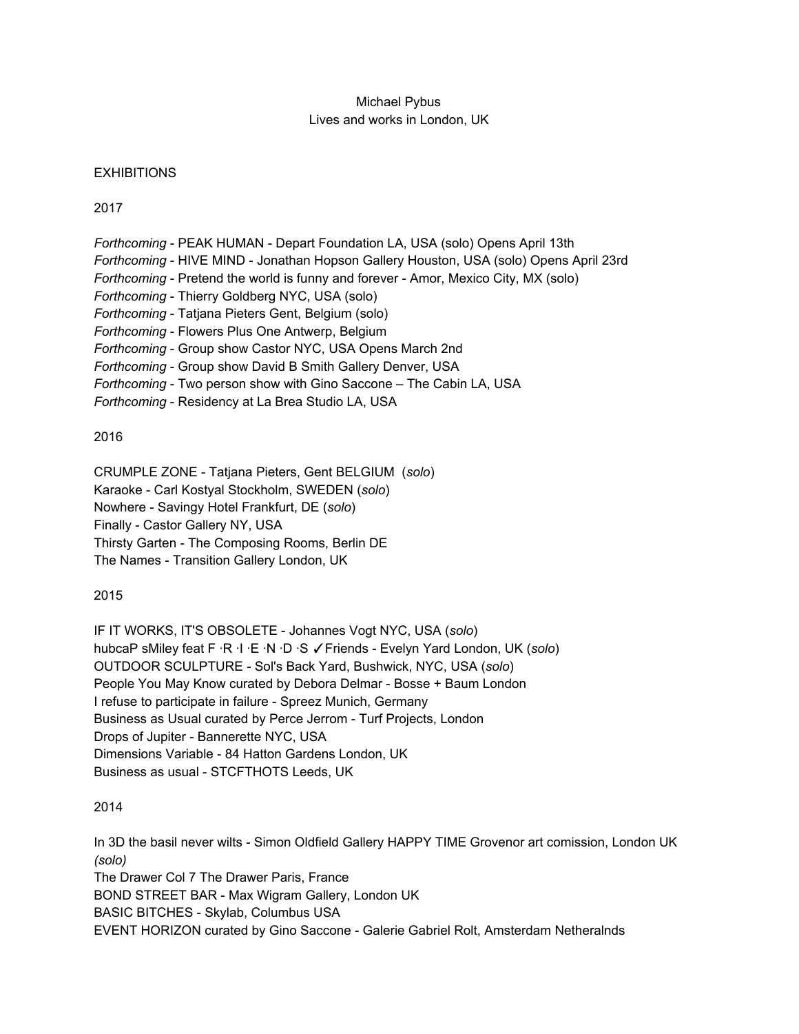Michael Pybus
Lives and works in London, UK

EXHIBITIONS

2017

*Forthcoming* - PEAK HUMAN - Depart Foundation LA, USA (solo) Opens April 13th
*Forthcoming* - HIVE MIND - Jonathan Hopson Gallery Houston, USA (solo) Opens April 23rd
*Forthcoming* - Pretend the world is funny and forever - Amor, Mexico City, MX (solo)
*Forthcoming* - Thierry Goldberg NYC, USA (solo)
*Forthcoming* - Tatjana Pieters Gent, Belgium (solo)
*Forthcoming* - Flowers Plus One Antwerp, Belgium
*Forthcoming* - Group show Castor NYC, USA Opens March 2nd
*Forthcoming* - Group show David B Smith Gallery Denver, USA
*Forthcoming* - Two person show with Gino Saccone – The Cabin LA, USA
*Forthcoming* - Residency at La Brea Studio LA, USA

2016

CRUMPLE ZONE - Tatjana Pieters, Gent BELGIUM (*solo*)
Karaoke - Carl Kostyal Stockholm, SWEDEN (*solo*)
Nowhere - Savingy Hotel Frankfurt, DE (*solo*)
Finally - Castor Gallery NY, USA
Thirsty Garten - The Composing Rooms, Berlin DE
The Names - Transition Gallery London, UK

2015

IF IT WORKS, IT'S OBSOLETE - Johannes Vogt NYC, USA (*solo*)
hubcaP sMiley feat F ·R ·I ·E ·N ·D ·S ✓Friends - Evelyn Yard London, UK (*solo*)
OUTDOOR SCULPTURE - Sol's Back Yard, Bushwick, NYC, USA (*solo*)
People You May Know curated by Debora Delmar - Bosse + Baum London
I refuse to participate in failure - Spreez Munich, Germany
Business as Usual curated by Perce Jerrom - Turf Projects, London
Drops of Jupiter - Bannerette NYC, USA
Dimensions Variable - 84 Hatton Gardens London, UK
Business as usual - STCFTHOTS Leeds, UK

2014

In 3D the basil never wilts - Simon Oldfield Gallery HAPPY TIME Grovenor art comission, London UK *(solo)*
The Drawer Col 7 The Drawer Paris, France
BOND STREET BAR - Max Wigram Gallery, London UK
BASIC BITCHES - Skylab, Columbus USA
EVENT HORIZON curated by Gino Saccone - Galerie Gabriel Rolt, Amsterdam Netheralnds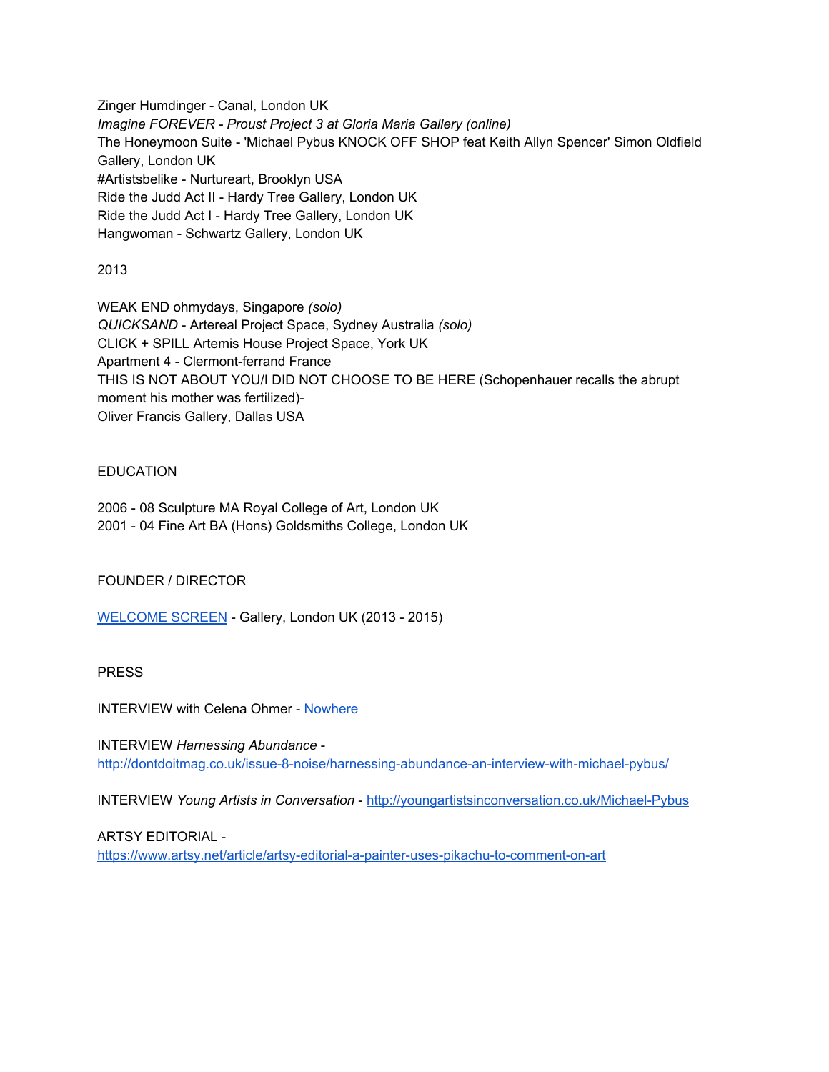Zinger Humdinger - Canal, London UK
*Imagine FOREVER - Proust Project 3 at Gloria Maria Gallery (online)*
The Honeymoon Suite - 'Michael Pybus KNOCK OFF SHOP feat Keith Allyn Spencer' Simon Oldfield Gallery, London UK
#Artistsbelike - Nurtureart, Brooklyn USA
Ride the Judd Act II - Hardy Tree Gallery, London UK
Ride the Judd Act I - Hardy Tree Gallery, London UK
Hangwoman - Schwartz Gallery, London UK

2013

WEAK END ohmydays, Singapore *(solo)*
*QUICKSAND* - Artereal Project Space, Sydney Australia *(solo)*
CLICK + SPILL Artemis House Project Space, York UK
Apartment 4 - Clermont-ferrand France
THIS IS NOT ABOUT YOU/I DID NOT CHOOSE TO BE HERE (Schopenhauer recalls the abrupt moment his mother was fertilized)-
Oliver Francis Gallery, Dallas USA

EDUCATION

2006 - 08 Sculpture MA Royal College of Art, London UK
2001 - 04 Fine Art BA (Hons) Goldsmiths College, London UK

FOUNDER / DIRECTOR

WELCOME SCREEN - Gallery, London UK (2013 - 2015)

PRESS

INTERVIEW with Celena Ohmer - Nowhere

INTERVIEW *Harnessing Abundance* -
http://dontdoitmag.co.uk/issue-8-noise/harnessing-abundance-an-interview-with-michael-pybus/

INTERVIEW *Young Artists in Conversation* - http://youngartistsinconversation.co.uk/Michael-Pybus

ARTSY EDITORIAL -
https://www.artsy.net/article/artsy-editorial-a-painter-uses-pikachu-to-comment-on-art